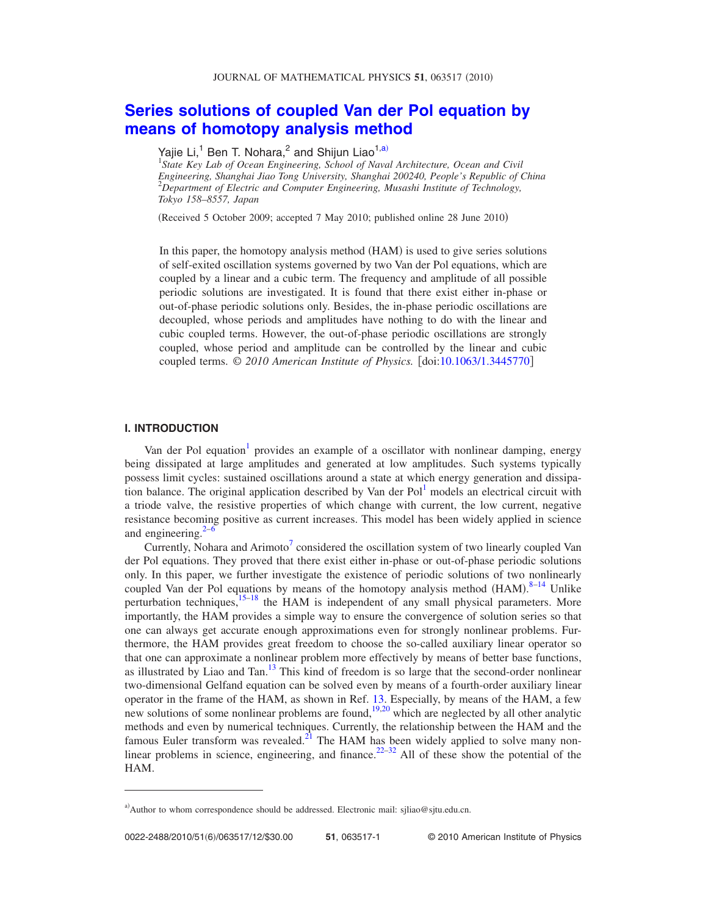# Series solutions of coupled Van der Pol equation by means of homotopy analysis method

Yajie Li,[1] Ben T. Nohara,[2] and Shijun Liao[1,a)]

[1]*State Key Lab of Ocean Engineering, School of Naval Architecture, Ocean and Civil Engineering, Shanghai Jiao Tong University, Shanghai 200240, People's Republic of China*
[2]*Department of Electric and Computer Engineering, Musashi Institute of Technology, Tokyo 158–8557, Japan*

(Received 5 October 2009; accepted 7 May 2010; published online 28 June 2010)

In this paper, the homotopy analysis method (HAM) is used to give series solutions of self-exited oscillation systems governed by two Van der Pol equations, which are coupled by a linear and a cubic term. The frequency and amplitude of all possible periodic solutions are investigated. It is found that there exist either in-phase or out-of-phase periodic solutions only. Besides, the in-phase periodic oscillations are decoupled, whose periods and amplitudes have nothing to do with the linear and cubic coupled terms. However, the out-of-phase periodic oscillations are strongly coupled, whose period and amplitude can be controlled by the linear and cubic coupled terms. *© 2010 American Institute of Physics.* [doi:10.1063/1.3445770]

## I. INTRODUCTION

Van der Pol equation[1] provides an example of a oscillator with nonlinear damping, energy being dissipated at large amplitudes and generated at low amplitudes. Such systems typically possess limit cycles: sustained oscillations around a state at which energy generation and dissipation balance. The original application described by Van der Pol[1] models an electrical circuit with a triode valve, the resistive properties of which change with current, the low current, negative resistance becoming positive as current increases. This model has been widely applied in science and engineering.[2–6]

Currently, Nohara and Arimoto[7] considered the oscillation system of two linearly coupled Van der Pol equations. They proved that there exist either in-phase or out-of-phase periodic solutions only. In this paper, we further investigate the existence of periodic solutions of two nonlinearly coupled Van der Pol equations by means of the homotopy analysis method (HAM).[8–14] Unlike perturbation techniques,[15–18] the HAM is independent of any small physical parameters. More importantly, the HAM provides a simple way to ensure the convergence of solution series so that one can always get accurate enough approximations even for strongly nonlinear problems. Furthermore, the HAM provides great freedom to choose the so-called auxiliary linear operator so that one can approximate a nonlinear problem more effectively by means of better base functions, as illustrated by Liao and Tan.[13] This kind of freedom is so large that the second-order nonlinear two-dimensional Gelfand equation can be solved even by means of a fourth-order auxiliary linear operator in the frame of the HAM, as shown in Ref. 13. Especially, by means of the HAM, a few new solutions of some nonlinear problems are found,[19,20] which are neglected by all other analytic methods and even by numerical techniques. Currently, the relationship between the HAM and the famous Euler transform was revealed.[21] The HAM has been widely applied to solve many nonlinear problems in science, engineering, and finance.[22–32] All of these show the potential of the HAM.

---

[a)]Author to whom correspondence should be addressed. Electronic mail: sjliao@sjtu.edu.cn.

0022-2488/2010/51(6)/063517/12/$30.00 © 2010 American Institute of Physics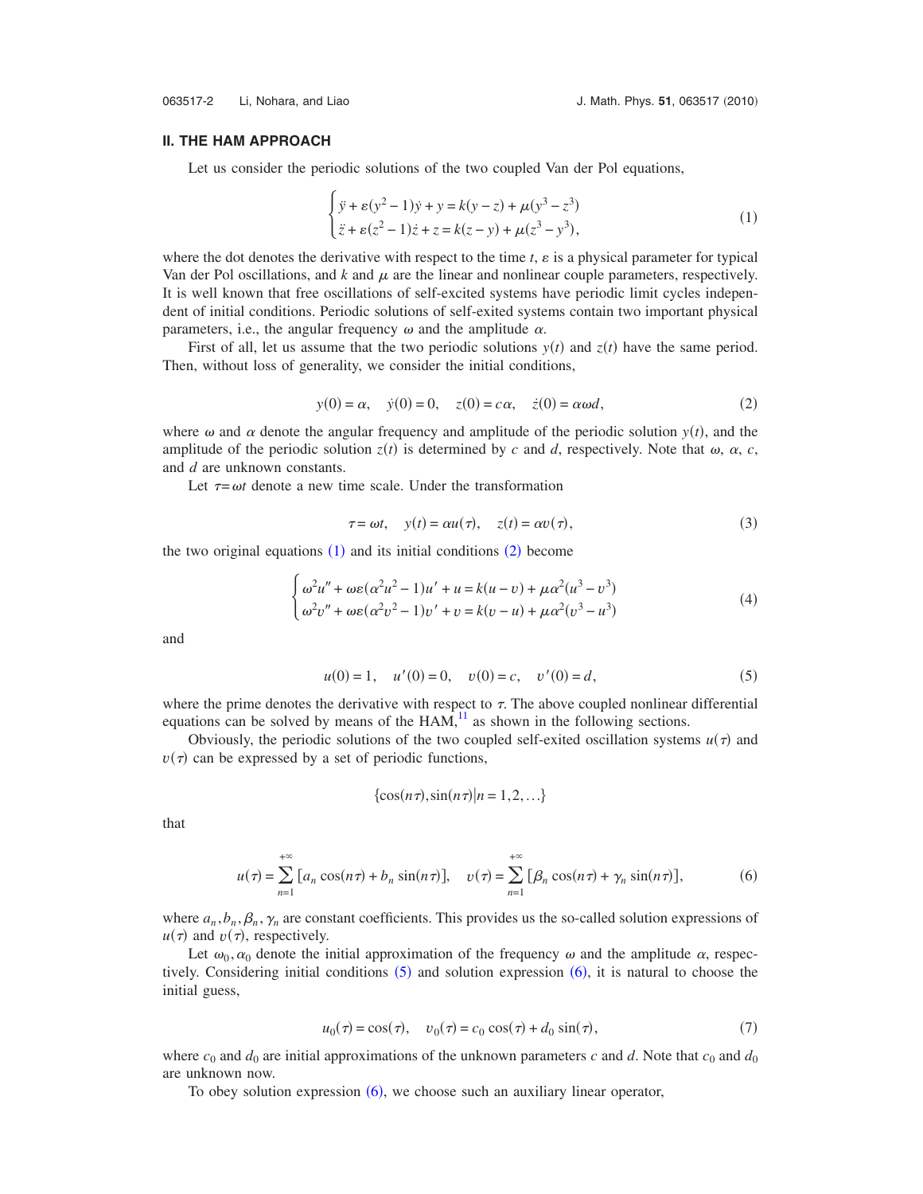## II. THE HAM APPROACH

Let us consider the periodic solutions of the two coupled Van der Pol equations,

$$\begin{cases} \ddot{y} + \varepsilon(y^2 - 1)\dot{y} + y = k(y - z) + \mu(y^3 - z^3) \\ \ddot{z} + \varepsilon(z^2 - 1)\dot{z} + z = k(z - y) + \mu(z^3 - y^3), \end{cases} \tag{1}$$

where the dot denotes the derivative with respect to the time $t$, $\varepsilon$ is a physical parameter for typical Van der Pol oscillations, and $k$ and $\mu$ are the linear and nonlinear couple parameters, respectively. It is well known that free oscillations of self-excited systems have periodic limit cycles independent of initial conditions. Periodic solutions of self-exited systems contain two important physical parameters, i.e., the angular frequency $\omega$ and the amplitude $\alpha$.

First of all, let us assume that the two periodic solutions $y(t)$ and $z(t)$ have the same period. Then, without loss of generality, we consider the initial conditions,

$$y(0) = \alpha, \quad \dot{y}(0) = 0, \quad z(0) = c\alpha, \quad \dot{z}(0) = \alpha\omega d, \tag{2}$$

where $\omega$ and $\alpha$ denote the angular frequency and amplitude of the periodic solution $y(t)$, and the amplitude of the periodic solution $z(t)$ is determined by $c$ and $d$, respectively. Note that $\omega$, $\alpha$, $c$, and $d$ are unknown constants.

Let $\tau = \omega t$ denote a new time scale. Under the transformation

$$\tau = \omega t, \quad y(t) = \alpha u(\tau), \quad z(t) = \alpha v(\tau), \tag{3}$$

the two original equations (1) and its initial conditions (2) become

$$\begin{cases} \omega^2 u'' + \omega\varepsilon(\alpha^2 u^2 - 1)u' + u = k(u - v) + \mu\alpha^2(u^3 - v^3) \\ \omega^2 v'' + \omega\varepsilon(\alpha^2 v^2 - 1)v' + v = k(v - u) + \mu\alpha^2(v^3 - u^3) \end{cases} \tag{4}$$

and

$$u(0) = 1, \quad u'(0) = 0, \quad v(0) = c, \quad v'(0) = d, \tag{5}$$

where the prime denotes the derivative with respect to $\tau$. The above coupled nonlinear differential equations can be solved by means of the HAM,[11] as shown in the following sections.

Obviously, the periodic solutions of the two coupled self-exited oscillation systems $u(\tau)$ and $v(\tau)$ can be expressed by a set of periodic functions,

$$\{\cos(n\tau), \sin(n\tau) | n = 1, 2, \ldots\}$$

that

$$u(\tau) = \sum_{n=1}^{+\infty} [a_n \cos(n\tau) + b_n \sin(n\tau)], \quad v(\tau) = \sum_{n=1}^{+\infty} [\beta_n \cos(n\tau) + \gamma_n \sin(n\tau)], \tag{6}$$

where $a_n, b_n, \beta_n, \gamma_n$ are constant coefficients. This provides us the so-called solution expressions of $u(\tau)$ and $v(\tau)$, respectively.

Let $\omega_0, \alpha_0$ denote the initial approximation of the frequency $\omega$ and the amplitude $\alpha$, respectively. Considering initial conditions (5) and solution expression (6), it is natural to choose the initial guess,

$$u_0(\tau) = \cos(\tau), \quad v_0(\tau) = c_0 \cos(\tau) + d_0 \sin(\tau), \tag{7}$$

where $c_0$ and $d_0$ are initial approximations of the unknown parameters $c$ and $d$. Note that $c_0$ and $d_0$ are unknown now.

To obey solution expression (6), we choose such an auxiliary linear operator,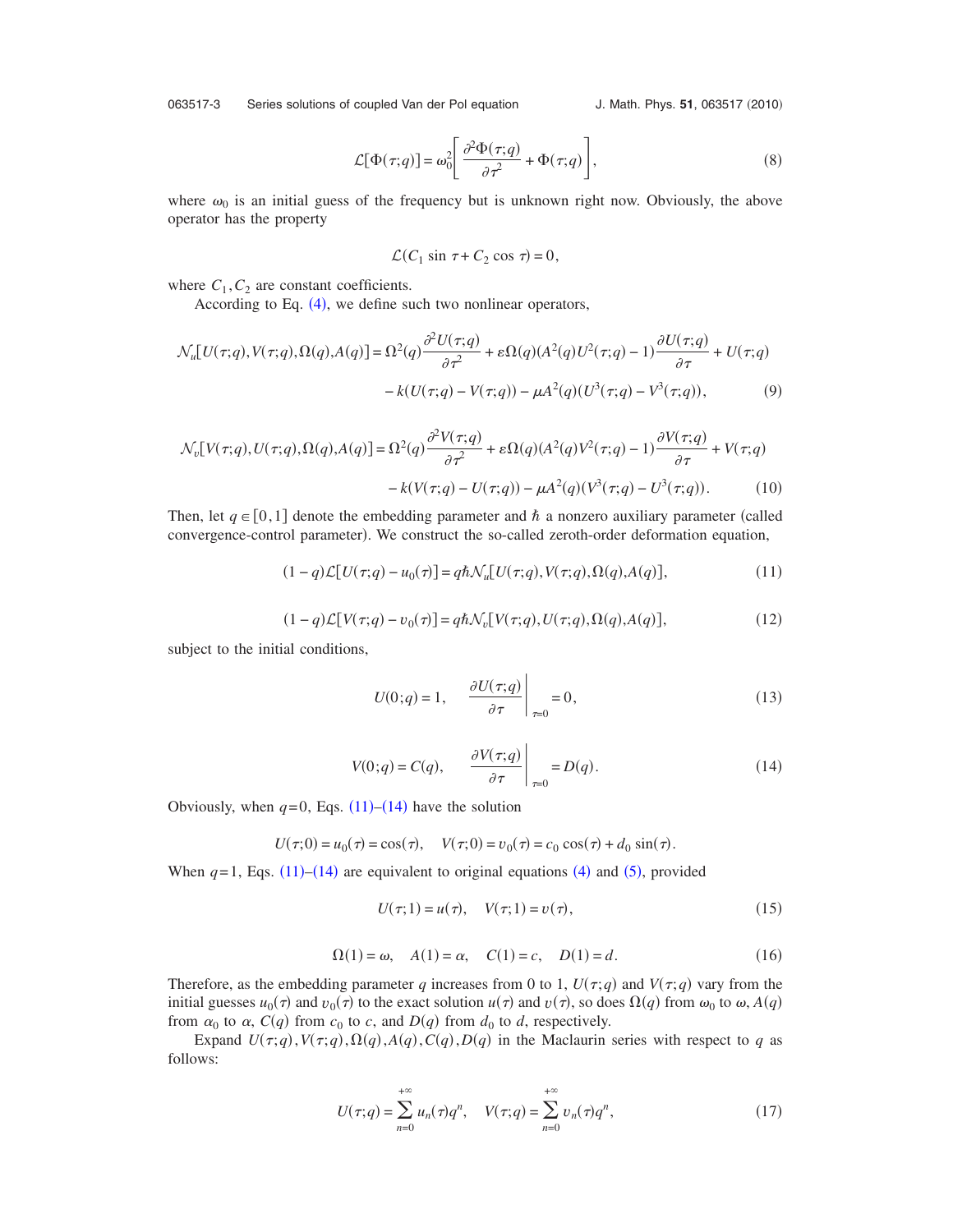$$\mathcal{L}[\Phi(\tau;q)] = \omega_0^2\left[\frac{\partial^2\Phi(\tau;q)}{\partial\tau^2} + \Phi(\tau;q)\right], \tag{8}$$

where $\omega_0$ is an initial guess of the frequency but is unknown right now. Obviously, the above operator has the property

$$\mathcal{L}(C_1 \sin \tau + C_2 \cos \tau) = 0,$$

where $C_1, C_2$ are constant coefficients.

According to Eq. (4), we define such two nonlinear operators,

$$\mathcal{N}_u[U(\tau;q),V(\tau;q),\Omega(q),A(q)] = \Omega^2(q)\frac{\partial^2 U(\tau;q)}{\partial\tau^2} + \varepsilon\Omega(q)(A^2(q)U^2(\tau;q)-1)\frac{\partial U(\tau;q)}{\partial\tau} + U(\tau;q)$$
$$- k(U(\tau;q)-V(\tau;q)) - \mu A^2(q)(U^3(\tau;q)-V^3(\tau;q)), \tag{9}$$

$$\mathcal{N}_v[V(\tau;q),U(\tau;q),\Omega(q),A(q)] = \Omega^2(q)\frac{\partial^2 V(\tau;q)}{\partial\tau^2} + \varepsilon\Omega(q)(A^2(q)V^2(\tau;q)-1)\frac{\partial V(\tau;q)}{\partial\tau} + V(\tau;q)$$
$$- k(V(\tau;q)-U(\tau;q)) - \mu A^2(q)(V^3(\tau;q)-U^3(\tau;q)). \tag{10}$$

Then, let $q \in [0,1]$ denote the embedding parameter and $\hbar$ a nonzero auxiliary parameter (called convergence-control parameter). We construct the so-called zeroth-order deformation equation,

$$(1-q)\mathcal{L}[U(\tau;q)-u_0(\tau)] = q\hbar\mathcal{N}_u[U(\tau;q),V(\tau;q),\Omega(q),A(q)], \tag{11}$$

$$(1-q)\mathcal{L}[V(\tau;q)-v_0(\tau)] = q\hbar\mathcal{N}_v[V(\tau;q),U(\tau;q),\Omega(q),A(q)], \tag{12}$$

subject to the initial conditions,

$$U(0;q) = 1, \qquad \left.\frac{\partial U(\tau;q)}{\partial\tau}\right|_{\tau=0} = 0, \tag{13}$$

$$V(0;q) = C(q), \qquad \left.\frac{\partial V(\tau;q)}{\partial\tau}\right|_{\tau=0} = D(q). \tag{14}$$

Obviously, when $q=0$, Eqs. (11)–(14) have the solution

$$U(\tau;0) = u_0(\tau) = \cos(\tau), \quad V(\tau;0) = v_0(\tau) = c_0\cos(\tau) + d_0\sin(\tau).$$

When $q=1$, Eqs. (11)–(14) are equivalent to original equations (4) and (5), provided

$$U(\tau;1) = u(\tau), \quad V(\tau;1) = v(\tau), \tag{15}$$

$$\Omega(1) = \omega, \quad A(1) = \alpha, \quad C(1) = c, \quad D(1) = d. \tag{16}$$

Therefore, as the embedding parameter $q$ increases from 0 to 1, $U(\tau;q)$ and $V(\tau;q)$ vary from the initial guesses $u_0(\tau)$ and $v_0(\tau)$ to the exact solution $u(\tau)$ and $v(\tau)$, so does $\Omega(q)$ from $\omega_0$ to $\omega$, $A(q)$ from $\alpha_0$ to $\alpha$, $C(q)$ from $c_0$ to $c$, and $D(q)$ from $d_0$ to $d$, respectively.

Expand $U(\tau;q), V(\tau;q), \Omega(q), A(q), C(q), D(q)$ in the Maclaurin series with respect to $q$ as follows:

$$U(\tau;q) = \sum_{n=0}^{+\infty} u_n(\tau)q^n, \quad V(\tau;q) = \sum_{n=0}^{+\infty} v_n(\tau)q^n, \tag{17}$$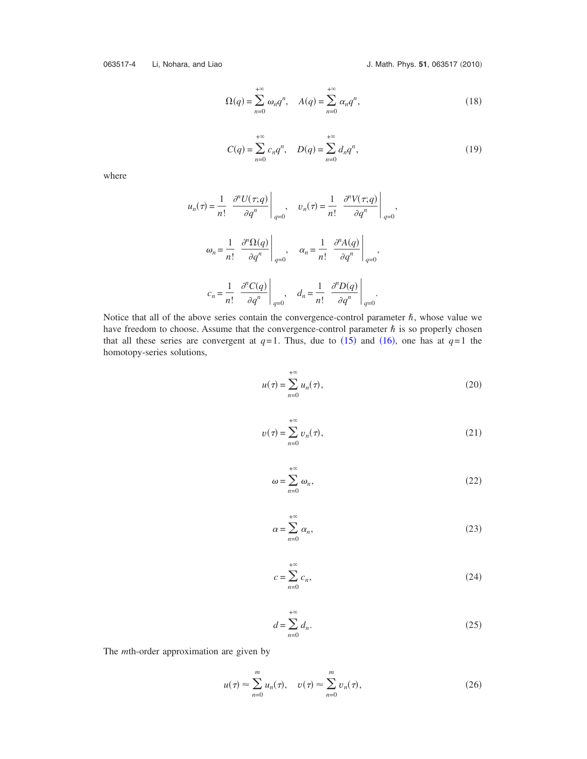$$\Omega(q) = \sum_{n=0}^{+\infty} \omega_n q^n, \quad A(q) = \sum_{n=0}^{+\infty} \alpha_n q^n, \tag{18}$$

$$C(q) = \sum_{n=0}^{+\infty} c_n q^n, \quad D(q) = \sum_{n=0}^{+\infty} d_n q^n, \tag{19}$$

where

$$u_n(\tau) = \frac{1}{n!} \left. \frac{\partial^n U(\tau;q)}{\partial q^n} \right|_{q=0}, \quad v_n(\tau) = \frac{1}{n!} \left. \frac{\partial^n V(\tau;q)}{\partial q^n} \right|_{q=0},$$

$$\omega_n = \frac{1}{n!} \left. \frac{\partial^n \Omega(q)}{\partial q^n} \right|_{q=0}, \quad \alpha_n = \frac{1}{n!} \left. \frac{\partial^n A(q)}{\partial q^n} \right|_{q=0},$$

$$c_n = \frac{1}{n!} \left. \frac{\partial^n C(q)}{\partial q^n} \right|_{q=0}, \quad d_n = \frac{1}{n!} \left. \frac{\partial^n D(q)}{\partial q^n} \right|_{q=0}.$$

Notice that all of the above series contain the convergence-control parameter $\hbar$, whose value we have freedom to choose. Assume that the convergence-control parameter $\hbar$ is so properly chosen that all these series are convergent at $q=1$. Thus, due to (15) and (16), one has at $q=1$ the homotopy-series solutions,

$$u(\tau) = \sum_{n=0}^{+\infty} u_n(\tau), \tag{20}$$

$$v(\tau) = \sum_{n=0}^{+\infty} v_n(\tau), \tag{21}$$

$$\omega = \sum_{n=0}^{+\infty} \omega_n, \tag{22}$$

$$\alpha = \sum_{n=0}^{+\infty} \alpha_n, \tag{23}$$

$$c = \sum_{n=0}^{+\infty} c_n, \tag{24}$$

$$d = \sum_{n=0}^{+\infty} d_n. \tag{25}$$

The $m$th-order approximation are given by

$$u(\tau) \approx \sum_{n=0}^{m} u_n(\tau), \quad v(\tau) \approx \sum_{n=0}^{m} v_n(\tau), \tag{26}$$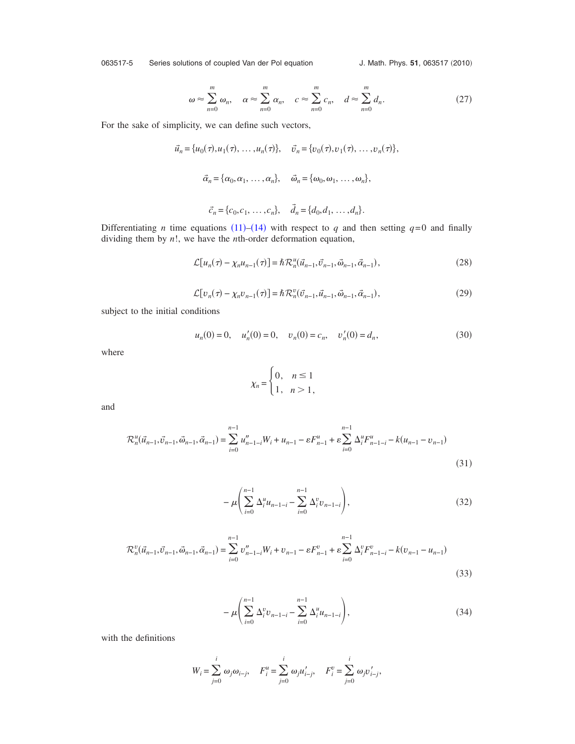$$\omega \approx \sum_{n=0}^{m} \omega_n, \quad \alpha \approx \sum_{n=0}^{m} \alpha_n, \quad c \approx \sum_{n=0}^{m} c_n, \quad d \approx \sum_{n=0}^{m} d_n. \tag{27}$$

For the sake of simplicity, we can define such vectors,

$$\vec{u}_n = \{u_0(\tau), u_1(\tau), \ldots, u_n(\tau)\}, \quad \vec{v}_n = \{v_0(\tau), v_1(\tau), \ldots, v_n(\tau)\},$$

$$\vec{\alpha}_n = \{\alpha_0, \alpha_1, \ldots, \alpha_n\}, \quad \vec{\omega}_n = \{\omega_0, \omega_1, \ldots, \omega_n\},$$

$$\vec{c}_n = \{c_0, c_1, \ldots, c_n\}, \quad \vec{d}_n = \{d_0, d_1, \ldots, d_n\}.$$

Differentiating $n$ time equations (11)–(14) with respect to $q$ and then setting $q=0$ and finally dividing them by $n!$, we have the $n$th-order deformation equation,

$$\mathcal{L}[u_n(\tau) - \chi_n u_{n-1}(\tau)] = \hbar \mathcal{R}_n^u(\vec{u}_{n-1}, \vec{v}_{n-1}, \vec{\omega}_{n-1}, \vec{\alpha}_{n-1}), \tag{28}$$

$$\mathcal{L}[v_n(\tau) - \chi_n v_{n-1}(\tau)] = \hbar \mathcal{R}_n^v(\vec{v}_{n-1}, \vec{u}_{n-1}, \vec{\omega}_{n-1}, \vec{\alpha}_{n-1}), \tag{29}$$

subject to the initial conditions

$$u_n(0) = 0, \quad u_n'(0) = 0, \quad v_n(0) = c_n, \quad v_n'(0) = d_n, \tag{30}$$

where

$$\chi_n = \begin{cases} 0, & n \leq 1 \\ 1, & n > 1, \end{cases}$$

and

$$\mathcal{R}_n^u(\vec{u}_{n-1}, \vec{v}_{n-1}, \vec{\omega}_{n-1}, \vec{\alpha}_{n-1}) = \sum_{i=0}^{n-1} u_{n-1-i}'' W_i + u_{n-1} - \varepsilon F_{n-1}^u + \varepsilon \sum_{i=0}^{n-1} \Delta_i^u F_{n-1-i}^u - k(u_{n-1} - v_{n-1}) \tag{31}$$

$$- \mu \left( \sum_{i=0}^{n-1} \Delta_i^u u_{n-1-i} - \sum_{i=0}^{n-1} \Delta_i^v v_{n-1-i} \right), \tag{32}$$

$$\mathcal{R}_n^v(\vec{u}_{n-1}, \vec{v}_{n-1}, \vec{\omega}_{n-1}, \vec{\alpha}_{n-1}) = \sum_{i=0}^{n-1} v_{n-1-i}'' W_i + v_{n-1} - \varepsilon F_{n-1}^v + \varepsilon \sum_{i=0}^{n-1} \Delta_i^v F_{n-1-i}^v - k(v_{n-1} - u_{n-1}) \tag{33}$$

$$- \mu \left( \sum_{i=0}^{n-1} \Delta_i^v v_{n-1-i} - \sum_{i=0}^{n-1} \Delta_i^u u_{n-1-i} \right), \tag{34}$$

with the definitions

$$W_i = \sum_{j=0}^{i} \omega_j \omega_{i-j}, \quad F_i^u = \sum_{j=0}^{i} \omega_j u_{i-j}', \quad F_i^v = \sum_{j=0}^{i} \omega_j v_{i-j}',$$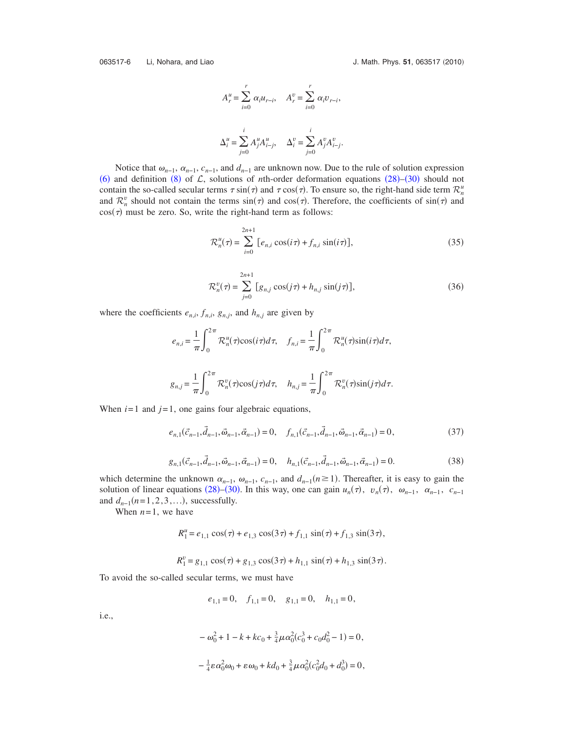$$A_r^u = \sum_{i=0}^{r} \alpha_i u_{r-i}, \quad A_r^v = \sum_{i=0}^{r} \alpha_i v_{r-i},$$

$$\Delta_i^u = \sum_{j=0}^{i} A_j^u A_{i-j}^u, \quad \Delta_i^v = \sum_{j=0}^{i} A_j^v A_{i-j}^v.$$

Notice that $\omega_{n-1}$, $\alpha_{n-1}$, $c_{n-1}$, and $d_{n-1}$ are unknown now. Due to the rule of solution expression (6) and definition (8) of $\mathcal{L}$, solutions of $n$th-order deformation equations (28)–(30) should not contain the so-called secular terms $\tau \sin(\tau)$ and $\tau \cos(\tau)$. To ensure so, the right-hand side term $\mathcal{R}_n^u$ and $\mathcal{R}_n^v$ should not contain the terms $\sin(\tau)$ and $\cos(\tau)$. Therefore, the coefficients of $\sin(\tau)$ and $\cos(\tau)$ must be zero. So, write the right-hand term as follows:

$$\mathcal{R}_n^u(\tau) = \sum_{i=0}^{2n+1} [e_{n,i} \cos(i\tau) + f_{n,i} \sin(i\tau)], \tag{35}$$

$$\mathcal{R}_n^v(\tau) = \sum_{j=0}^{2n+1} [g_{n,j} \cos(j\tau) + h_{n,j} \sin(j\tau)], \tag{36}$$

where the coefficients $e_{n,i}$, $f_{n,i}$, $g_{n,j}$, and $h_{n,j}$ are given by

$$e_{n,i} = \frac{1}{\pi}\int_0^{2\pi} \mathcal{R}_n^u(\tau)\cos(i\tau)d\tau, \quad f_{n,i} = \frac{1}{\pi}\int_0^{2\pi} \mathcal{R}_n^u(\tau)\sin(i\tau)d\tau,$$

$$g_{n,j} = \frac{1}{\pi}\int_0^{2\pi} \mathcal{R}_n^v(\tau)\cos(j\tau)d\tau, \quad h_{n,j} = \frac{1}{\pi}\int_0^{2\pi} \mathcal{R}_n^v(\tau)\sin(j\tau)d\tau.$$

When $i=1$ and $j=1$, one gains four algebraic equations,

$$e_{n,1}(\vec{c}_{n-1}, \vec{d}_{n-1}, \vec{\omega}_{n-1}, \vec{\alpha}_{n-1}) = 0, \quad f_{n,1}(\vec{c}_{n-1}, \vec{d}_{n-1}, \vec{\omega}_{n-1}, \vec{\alpha}_{n-1}) = 0, \tag{37}$$

$$g_{n,1}(\vec{c}_{n-1}, \vec{d}_{n-1}, \vec{\omega}_{n-1}, \vec{\alpha}_{n-1}) = 0, \quad h_{n,1}(\vec{c}_{n-1}, \vec{d}_{n-1}, \vec{\omega}_{n-1}, \vec{\alpha}_{n-1}) = 0. \tag{38}$$

which determine the unknown $\alpha_{n-1}$, $\omega_{n-1}$, $c_{n-1}$, and $d_{n-1} (n \geq 1)$. Thereafter, it is easy to gain the solution of linear equations (28)–(30). In this way, one can gain $u_n(\tau)$, $v_n(\tau)$, $\omega_{n-1}$, $\alpha_{n-1}$, $c_{n-1}$ and $d_{n-1} (n=1,2,3,\ldots)$, successfully.

When $n=1$, we have

$$R_1^u = e_{1,1}\cos(\tau) + e_{1,3}\cos(3\tau) + f_{1,1}\sin(\tau) + f_{1,3}\sin(3\tau),$$

$$R_1^v = g_{1,1}\cos(\tau) + g_{1,3}\cos(3\tau) + h_{1,1}\sin(\tau) + h_{1,3}\sin(3\tau).$$

To avoid the so-called secular terms, we must have

$$e_{1,1} = 0, \quad f_{1,1} = 0, \quad g_{1,1} = 0, \quad h_{1,1} = 0,$$

i.e.,

$$-\omega_0^2 + 1 - k + kc_0 + \tfrac{3}{4}\mu\alpha_0^2(c_0^3 + c_0 d_0^2 - 1) = 0,$$

$$-\tfrac{1}{4}\varepsilon\alpha_0^2\omega_0 + \varepsilon\omega_0 + kd_0 + \tfrac{3}{4}\mu\alpha_0^2(c_0^2 d_0 + d_0^3) = 0,$$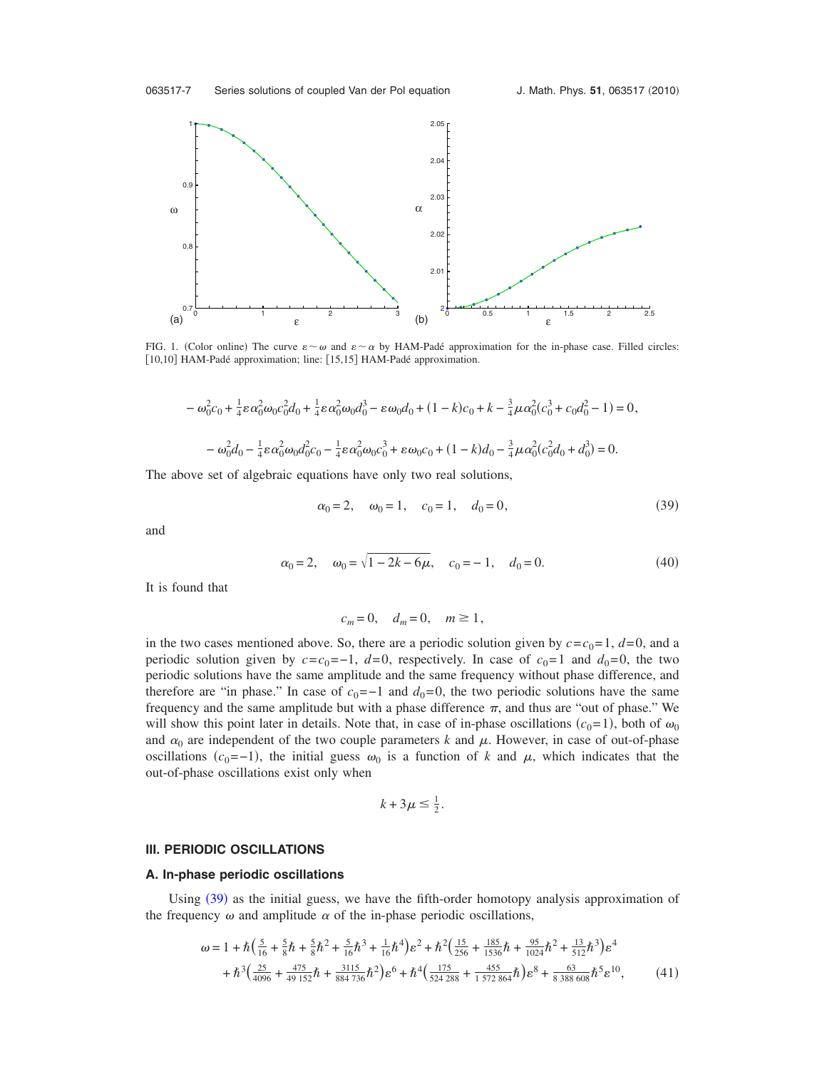FIG. 1. (Color online) The curve $\varepsilon \sim \omega$ and $\varepsilon \sim \alpha$ by HAM-Padé approximation for the in-phase case. Filled circles: [10,10] HAM-Padé approximation; line: [15,15] HAM-Padé approximation.

$$-\omega_0^2 c_0 + \tfrac{1}{4}\varepsilon\alpha_0^2\omega_0 c_0^2 d_0 + \tfrac{1}{4}\varepsilon\alpha_0^2\omega_0 d_0^3 - \varepsilon\omega_0 d_0 + (1-k)c_0 + k - \tfrac{3}{4}\mu\alpha_0^2(c_0^3 + c_0 d_0^2 - 1) = 0,$$

$$-\omega_0^2 d_0 - \tfrac{1}{4}\varepsilon\alpha_0^2\omega_0 d_0^2 c_0 - \tfrac{1}{4}\varepsilon\alpha_0^2\omega_0 c_0^3 + \varepsilon\omega_0 c_0 + (1-k)d_0 - \tfrac{3}{4}\mu\alpha_0^2(c_0^2 d_0 + d_0^3) = 0.$$

The above set of algebraic equations have only two real solutions,

$$\alpha_0 = 2, \quad \omega_0 = 1, \quad c_0 = 1, \quad d_0 = 0, \tag{39}$$

and

$$\alpha_0 = 2, \quad \omega_0 = \sqrt{1 - 2k - 6\mu}, \quad c_0 = -1, \quad d_0 = 0. \tag{40}$$

It is found that

$$c_m = 0, \quad d_m = 0, \quad m \geq 1,$$

in the two cases mentioned above. So, there are a periodic solution given by $c=c_0=1$, $d=0$, and a periodic solution given by $c=c_0=-1$, $d=0$, respectively. In case of $c_0=1$ and $d_0=0$, the two periodic solutions have the same amplitude and the same frequency without phase difference, and therefore are "in phase." In case of $c_0=-1$ and $d_0=0$, the two periodic solutions have the same frequency and the same amplitude but with a phase difference $\pi$, and thus are "out of phase." We will show this point later in details. Note that, in case of in-phase oscillations ($c_0=1$), both of $\omega_0$ and $\alpha_0$ are independent of the two couple parameters $k$ and $\mu$. However, in case of out-of-phase oscillations ($c_0=-1$), the initial guess $\omega_0$ is a function of $k$ and $\mu$, which indicates that the out-of-phase oscillations exist only when

$$k + 3\mu \leq \tfrac{1}{2}.$$

## III. PERIODIC OSCILLATIONS

### A. In-phase periodic oscillations

Using (39) as the initial guess, we have the fifth-order homotopy analysis approximation of the frequency $\omega$ and amplitude $\alpha$ of the in-phase periodic oscillations,

$$\omega = 1 + \hbar\left(\tfrac{5}{16} + \tfrac{5}{8}\hbar + \tfrac{5}{8}\hbar^2 + \tfrac{5}{16}\hbar^3 + \tfrac{1}{16}\hbar^4\right)\varepsilon^2 + \hbar^2\left(\tfrac{15}{256} + \tfrac{185}{1536}\hbar + \tfrac{95}{1024}\hbar^2 + \tfrac{13}{512}\hbar^3\right)\varepsilon^4$$
$$+ \hbar^3\left(\tfrac{25}{4096} + \tfrac{475}{49\,152}\hbar + \tfrac{3115}{884\,736}\hbar^2\right)\varepsilon^6 + \hbar^4\left(\tfrac{175}{524\,288} + \tfrac{455}{1\,572\,864}\hbar\right)\varepsilon^8 + \tfrac{63}{8\,388\,608}\hbar^5\varepsilon^{10}, \tag{41}$$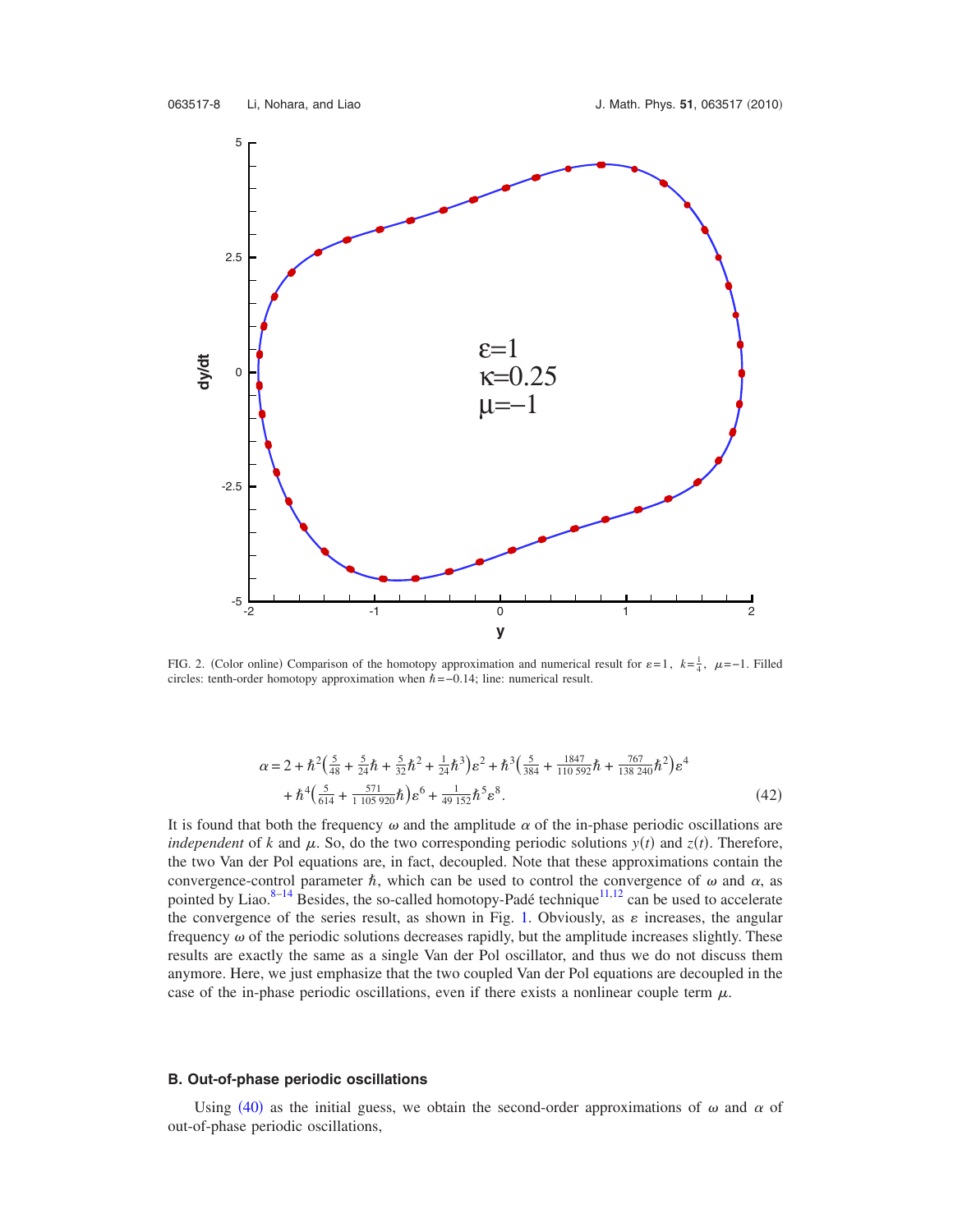FIG. 2. (Color online) Comparison of the homotopy approximation and numerical result for $\varepsilon=1$, $k=\frac{1}{4}$, $\mu=-1$. Filled circles: tenth-order homotopy approximation when $\hbar=-0.14$; line: numerical result.

$$\alpha = 2 + \hbar^2\left(\frac{5}{48} + \frac{5}{24}\hbar + \frac{5}{32}\hbar^2 + \frac{1}{24}\hbar^3\right)\varepsilon^2 + \hbar^3\left(\frac{5}{384} + \frac{1847}{110\,592}\hbar + \frac{767}{138\,240}\hbar^2\right)\varepsilon^4 + \hbar^4\left(\frac{5}{614} + \frac{571}{1\,105\,920}\hbar\right)\varepsilon^6 + \frac{1}{49\,152}\hbar^5\varepsilon^8. \tag{42}$$

It is found that both the frequency $\omega$ and the amplitude $\alpha$ of the in-phase periodic oscillations are *independent* of $k$ and $\mu$. So, do the two corresponding periodic solutions $y(t)$ and $z(t)$. Therefore, the two Van der Pol equations are, in fact, decoupled. Note that these approximations contain the convergence-control parameter $\hbar$, which can be used to control the convergence of $\omega$ and $\alpha$, as pointed by Liao.[8–14] Besides, the so-called homotopy-Padé technique[11,12] can be used to accelerate the convergence of the series result, as shown in Fig. 1. Obviously, as $\varepsilon$ increases, the angular frequency $\omega$ of the periodic solutions decreases rapidly, but the amplitude increases slightly. These results are exactly the same as a single Van der Pol oscillator, and thus we do not discuss them anymore. Here, we just emphasize that the two coupled Van der Pol equations are decoupled in the case of the in-phase periodic oscillations, even if there exists a nonlinear couple term $\mu$.

### B. Out-of-phase periodic oscillations

Using (40) as the initial guess, we obtain the second-order approximations of $\omega$ and $\alpha$ of out-of-phase periodic oscillations,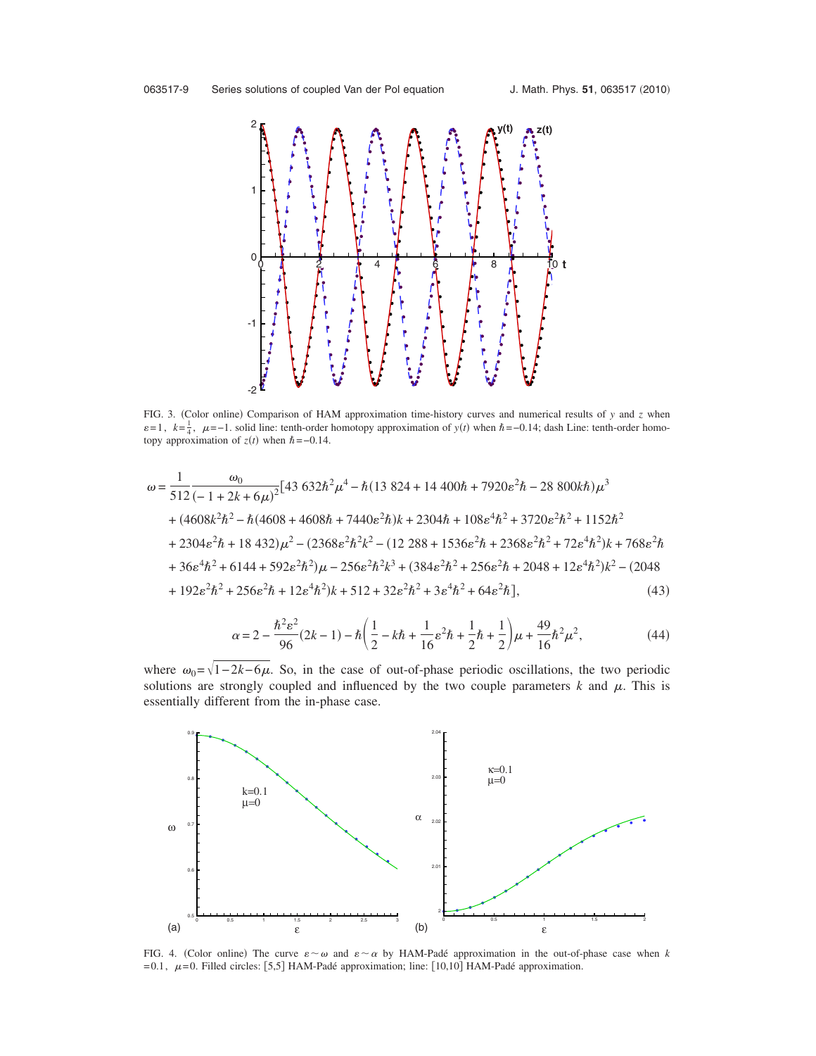FIG. 3. (Color online) Comparison of HAM approximation time-history curves and numerical results of $y$ and $z$ when $\varepsilon=1$, $k=\frac{1}{4}$, $\mu=-1$. solid line: tenth-order homotopy approximation of $y(t)$ when $\hbar=-0.14$; dash Line: tenth-order homotopy approximation of $z(t)$ when $\hbar=-0.14$.

$$
\begin{aligned}
\omega = \frac{1}{512}\frac{\omega_0}{(-1+2k+6\mu)^2}[&43\,632\hbar^2\mu^4 - \hbar(13\,824+14\,400\hbar+7920\varepsilon^2\hbar-28\,800k\hbar)\mu^3 \\
&+(4608k^2\hbar^2-\hbar(4608+4608\hbar+7440\varepsilon^2\hbar)k+2304\hbar+108\varepsilon^4\hbar^2+3720\varepsilon^2\hbar^2+1152\hbar^2 \\
&+2304\varepsilon^2\hbar+18\,432)\mu^2-(2368\varepsilon^2\hbar^2k^2-(12\,288+1536\varepsilon^2\hbar+2368\varepsilon^2\hbar^2+72\varepsilon^4\hbar^2)k+768\varepsilon^2\hbar \\
&+36\varepsilon^4\hbar^2+6144+592\varepsilon^2\hbar^2)\mu-256\varepsilon^2\hbar^2k^3+(384\varepsilon^2\hbar^2+256\varepsilon^2\hbar+2048+12\varepsilon^4\hbar^2)k^2-(2048 \\
&+192\varepsilon^2\hbar^2+256\varepsilon^2\hbar+12\varepsilon^4\hbar^2)k+512+32\varepsilon^2\hbar^2+3\varepsilon^4\hbar^2+64\varepsilon^2\hbar],
\end{aligned} \tag{43}
$$

$$
\alpha = 2-\frac{\hbar^2\varepsilon^2}{96}(2k-1)-\hbar\left(\frac{1}{2}-k\hbar+\frac{1}{16}\varepsilon^2\hbar+\frac{1}{2}\hbar+\frac{1}{2}\right)\mu+\frac{49}{16}\hbar^2\mu^2, \tag{44}
$$

where $\omega_0=\sqrt{1-2k-6\mu}$. So, in the case of out-of-phase periodic oscillations, the two periodic solutions are strongly coupled and influenced by the two couple parameters $k$ and $\mu$. This is essentially different from the in-phase case.

FIG. 4. (Color online) The curve $\varepsilon \sim \omega$ and $\varepsilon \sim \alpha$ by HAM-Padé approximation in the out-of-phase case when $k=0.1$, $\mu=0$. Filled circles: [5,5] HAM-Padé approximation; line: [10,10] HAM-Padé approximation.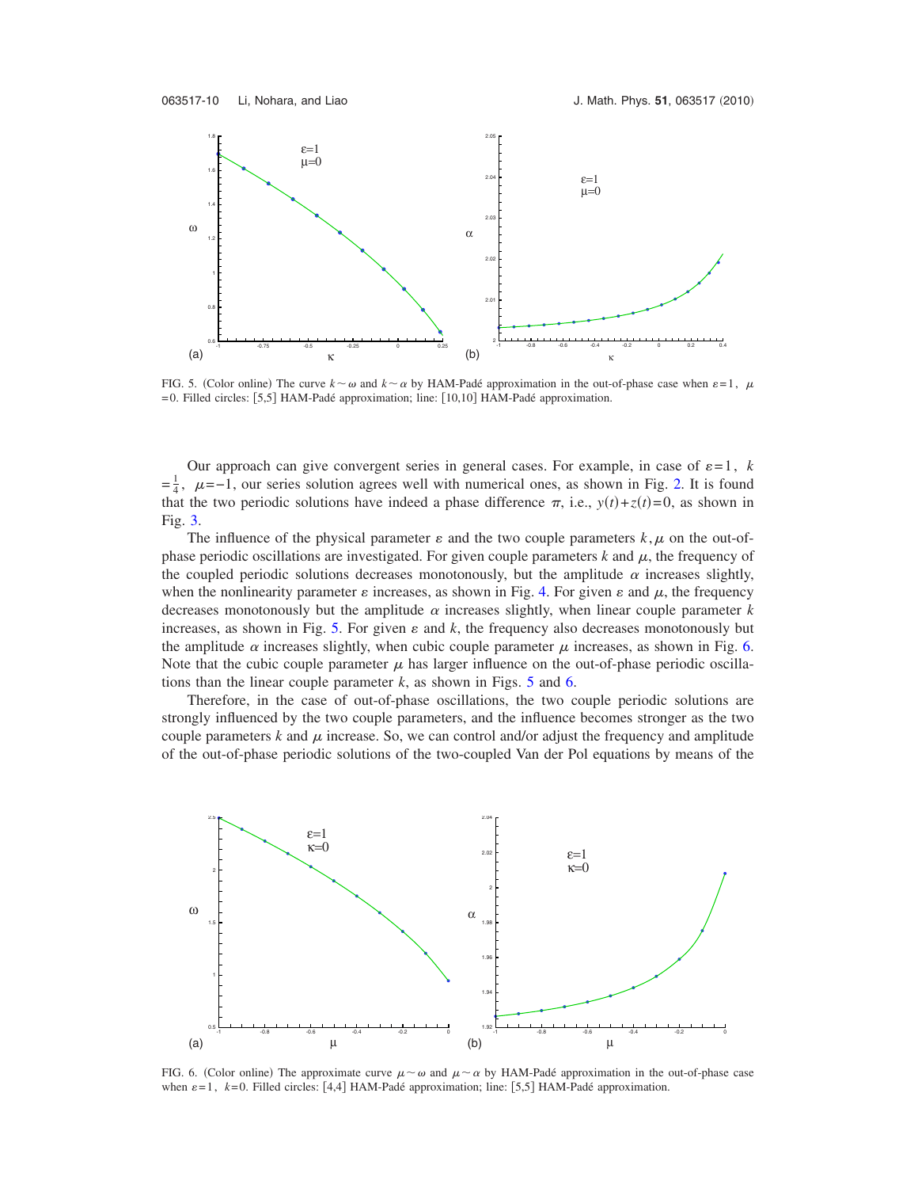FIG. 5. (Color online) The curve $k \sim \omega$ and $k \sim \alpha$ by HAM-Padé approximation in the out-of-phase case when $\varepsilon = 1$, $\mu = 0$. Filled circles: [5,5] HAM-Padé approximation; line: [10,10] HAM-Padé approximation.

Our approach can give convergent series in general cases. For example, in case of $\varepsilon = 1$, $k = \frac{1}{4}$, $\mu = -1$, our series solution agrees well with numerical ones, as shown in Fig. 2. It is found that the two periodic solutions have indeed a phase difference $\pi$, i.e., $y(t) + z(t) = 0$, as shown in Fig. 3.

The influence of the physical parameter $\varepsilon$ and the two couple parameters $k, \mu$ on the out-of-phase periodic oscillations are investigated. For given couple parameters $k$ and $\mu$, the frequency of the coupled periodic solutions decreases monotonously, but the amplitude $\alpha$ increases slightly, when the nonlinearity parameter $\varepsilon$ increases, as shown in Fig. 4. For given $\varepsilon$ and $\mu$, the frequency decreases monotonously but the amplitude $\alpha$ increases slightly, when linear couple parameter $k$ increases, as shown in Fig. 5. For given $\varepsilon$ and $k$, the frequency also decreases monotonously but the amplitude $\alpha$ increases slightly, when cubic couple parameter $\mu$ increases, as shown in Fig. 6. Note that the cubic couple parameter $\mu$ has larger influence on the out-of-phase periodic oscillations than the linear couple parameter $k$, as shown in Figs. 5 and 6.

Therefore, in the case of out-of-phase oscillations, the two couple periodic solutions are strongly influenced by the two couple parameters, and the influence becomes stronger as the two couple parameters $k$ and $\mu$ increase. So, we can control and/or adjust the frequency and amplitude of the out-of-phase periodic solutions of the two-coupled Van der Pol equations by means of the

FIG. 6. (Color online) The approximate curve $\mu \sim \omega$ and $\mu \sim \alpha$ by HAM-Padé approximation in the out-of-phase case when $\varepsilon = 1$, $k = 0$. Filled circles: [4,4] HAM-Padé approximation; line: [5,5] HAM-Padé approximation.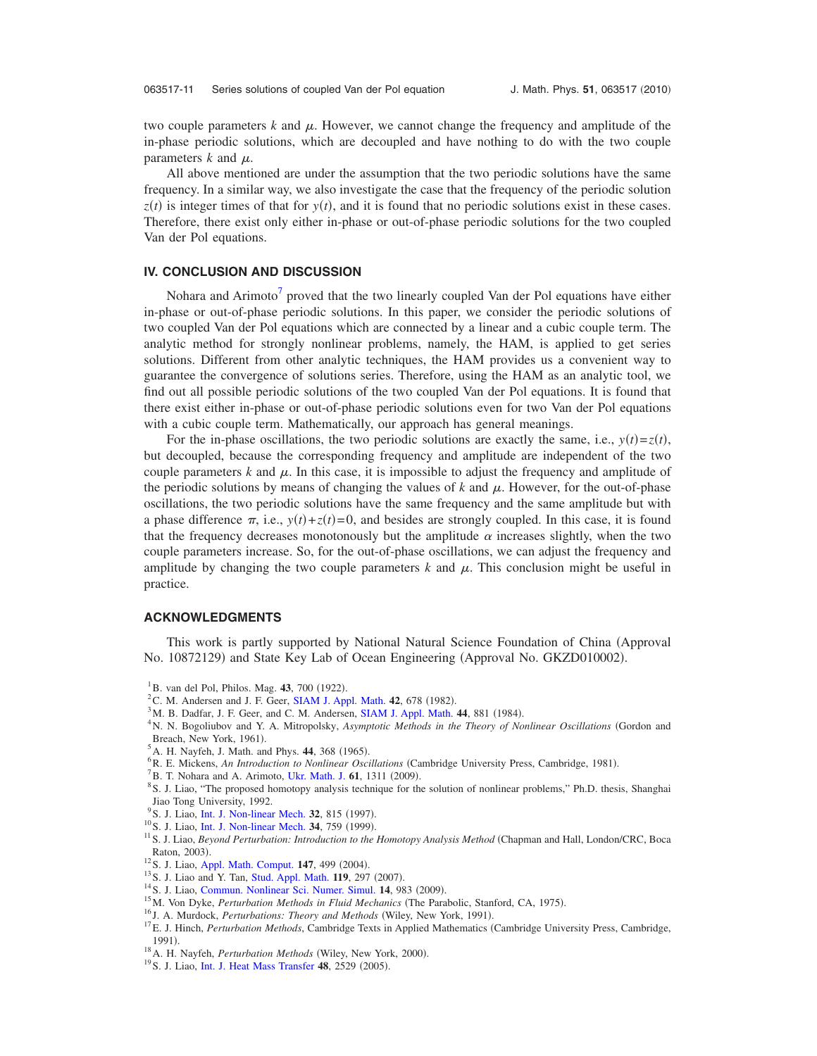two couple parameters $k$ and $\mu$. However, we cannot change the frequency and amplitude of the in-phase periodic solutions, which are decoupled and have nothing to do with the two couple parameters $k$ and $\mu$.

All above mentioned are under the assumption that the two periodic solutions have the same frequency. In a similar way, we also investigate the case that the frequency of the periodic solution $z(t)$ is integer times of that for $y(t)$, and it is found that no periodic solutions exist in these cases. Therefore, there exist only either in-phase or out-of-phase periodic solutions for the two coupled Van der Pol equations.

## IV. CONCLUSION AND DISCUSSION

Nohara and Arimoto[7] proved that the two linearly coupled Van der Pol equations have either in-phase or out-of-phase periodic solutions. In this paper, we consider the periodic solutions of two coupled Van der Pol equations which are connected by a linear and a cubic couple term. The analytic method for strongly nonlinear problems, namely, the HAM, is applied to get series solutions. Different from other analytic techniques, the HAM provides us a convenient way to guarantee the convergence of solutions series. Therefore, using the HAM as an analytic tool, we find out all possible periodic solutions of the two coupled Van der Pol equations. It is found that there exist either in-phase or out-of-phase periodic solutions even for two Van der Pol equations with a cubic couple term. Mathematically, our approach has general meanings.

For the in-phase oscillations, the two periodic solutions are exactly the same, i.e., $y(t)=z(t)$, but decoupled, because the corresponding frequency and amplitude are independent of the two couple parameters $k$ and $\mu$. In this case, it is impossible to adjust the frequency and amplitude of the periodic solutions by means of changing the values of $k$ and $\mu$. However, for the out-of-phase oscillations, the two periodic solutions have the same frequency and the same amplitude but with a phase difference $\pi$, i.e., $y(t)+z(t)=0$, and besides are strongly coupled. In this case, it is found that the frequency decreases monotonously but the amplitude $\alpha$ increases slightly, when the two couple parameters increase. So, for the out-of-phase oscillations, we can adjust the frequency and amplitude by changing the two couple parameters $k$ and $\mu$. This conclusion might be useful in practice.

## ACKNOWLEDGMENTS

This work is partly supported by National Natural Science Foundation of China (Approval No. 10872129) and State Key Lab of Ocean Engineering (Approval No. GKZD010002).

[1] B. van del Pol, Philos. Mag. **43**, 700 (1922).
[2] C. M. Andersen and J. F. Geer, SIAM J. Appl. Math. **42**, 678 (1982).
[3] M. B. Dadfar, J. F. Geer, and C. M. Andersen, SIAM J. Appl. Math. **44**, 881 (1984).
[4] N. N. Bogoliubov and Y. A. Mitropolsky, *Asymptotic Methods in the Theory of Nonlinear Oscillations* (Gordon and Breach, New York, 1961).
[5] A. H. Nayfeh, J. Math. and Phys. **44**, 368 (1965).
[6] R. E. Mickens, *An Introduction to Nonlinear Oscillations* (Cambridge University Press, Cambridge, 1981).
[7] B. T. Nohara and A. Arimoto, Ukr. Math. J. **61**, 1311 (2009).
[8] S. J. Liao, "The proposed homotopy analysis technique for the solution of nonlinear problems," Ph.D. thesis, Shanghai Jiao Tong University, 1992.
[9] S. J. Liao, Int. J. Non-linear Mech. **32**, 815 (1997).
[10] S. J. Liao, Int. J. Non-linear Mech. **34**, 759 (1999).
[11] S. J. Liao, *Beyond Perturbation: Introduction to the Homotopy Analysis Method* (Chapman and Hall, London/CRC, Boca Raton, 2003).
[12] S. J. Liao, Appl. Math. Comput. **147**, 499 (2004).
[13] S. J. Liao and Y. Tan, Stud. Appl. Math. **119**, 297 (2007).
[14] S. J. Liao, Commun. Nonlinear Sci. Numer. Simul. **14**, 983 (2009).
[15] M. Von Dyke, *Perturbation Methods in Fluid Mechanics* (The Parabolic, Stanford, CA, 1975).
[16] J. A. Murdock, *Perturbations: Theory and Methods* (Wiley, New York, 1991).
[17] E. J. Hinch, *Perturbation Methods*, Cambridge Texts in Applied Mathematics (Cambridge University Press, Cambridge, 1991).
[18] A. H. Nayfeh, *Perturbation Methods* (Wiley, New York, 2000).
[19] S. J. Liao, Int. J. Heat Mass Transfer **48**, 2529 (2005).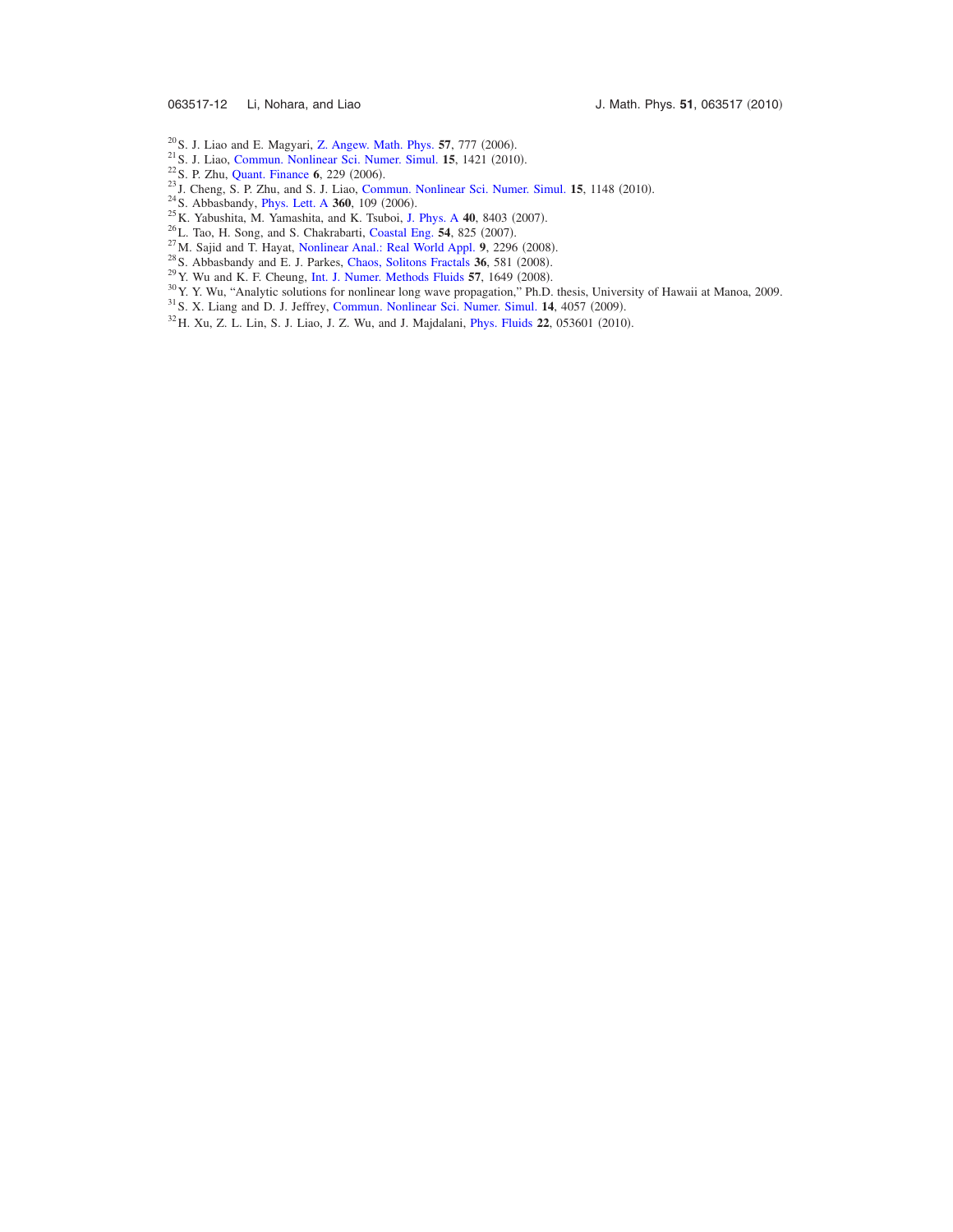[20] S. J. Liao and E. Magyari, Z. Angew. Math. Phys. **57**, 777 (2006).
[21] S. J. Liao, Commun. Nonlinear Sci. Numer. Simul. **15**, 1421 (2010).
[22] S. P. Zhu, Quant. Finance **6**, 229 (2006).
[23] J. Cheng, S. P. Zhu, and S. J. Liao, Commun. Nonlinear Sci. Numer. Simul. **15**, 1148 (2010).
[24] S. Abbasbandy, Phys. Lett. A **360**, 109 (2006).
[25] K. Yabushita, M. Yamashita, and K. Tsuboi, J. Phys. A **40**, 8403 (2007).
[26] L. Tao, H. Song, and S. Chakrabarti, Coastal Eng. **54**, 825 (2007).
[27] M. Sajid and T. Hayat, Nonlinear Anal.: Real World Appl. **9**, 2296 (2008).
[28] S. Abbasbandy and E. J. Parkes, Chaos, Solitons Fractals **36**, 581 (2008).
[29] Y. Wu and K. F. Cheung, Int. J. Numer. Methods Fluids **57**, 1649 (2008).
[30] Y. Y. Wu, "Analytic solutions for nonlinear long wave propagation," Ph.D. thesis, University of Hawaii at Manoa, 2009.
[31] S. X. Liang and D. J. Jeffrey, Commun. Nonlinear Sci. Numer. Simul. **14**, 4057 (2009).
[32] H. Xu, Z. L. Lin, S. J. Liao, J. Z. Wu, and J. Majdalani, Phys. Fluids **22**, 053601 (2010).